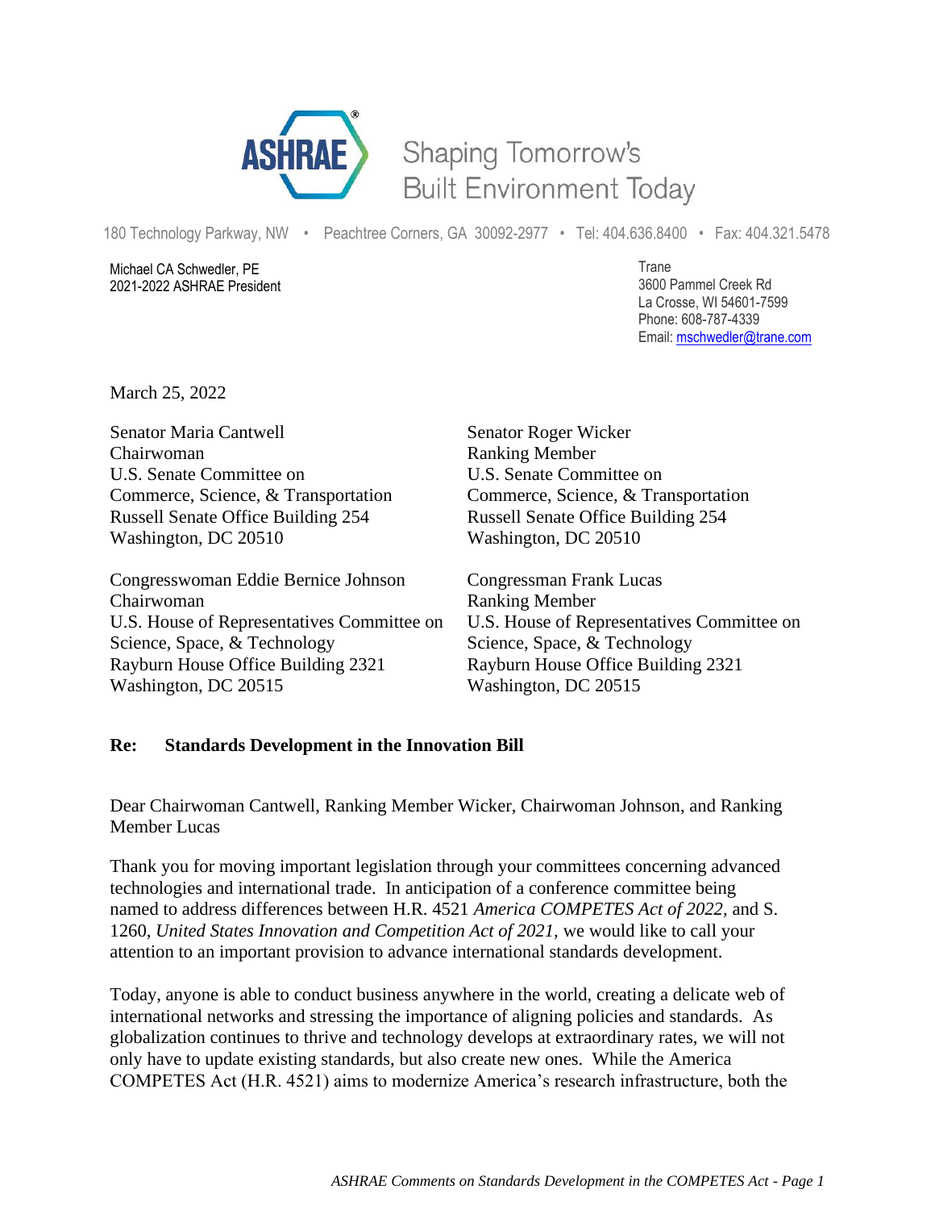ASHRAE® Shaping Tomorrow's Built Environment Today

180 Technology Parkway, NW • Peachtree Corners, GA 30092-2977 • Tel: 404.636.8400 • Fax: 404.321.5478

Michael CA Schwedler, PE
2021-2022 ASHRAE President

Trane
3600 Pammel Creek Rd
La Crosse, WI 54601-7599
Phone: 608-787-4339
Email: mschwedler@trane.com

March 25, 2022

Senator Maria Cantwell
Chairwoman
U.S. Senate Committee on
Commerce, Science, & Transportation
Russell Senate Office Building 254
Washington, DC 20510

Senator Roger Wicker
Ranking Member
U.S. Senate Committee on
Commerce, Science, & Transportation
Russell Senate Office Building 254
Washington, DC 20510

Congresswoman Eddie Bernice Johnson
Chairwoman
U.S. House of Representatives Committee on
Science, Space, & Technology
Rayburn House Office Building 2321
Washington, DC 20515

Congressman Frank Lucas
Ranking Member
U.S. House of Representatives Committee on
Science, Space, & Technology
Rayburn House Office Building 2321
Washington, DC 20515

**Re: Standards Development in the Innovation Bill**

Dear Chairwoman Cantwell, Ranking Member Wicker, Chairwoman Johnson, and Ranking Member Lucas

Thank you for moving important legislation through your committees concerning advanced technologies and international trade. In anticipation of a conference committee being named to address differences between H.R. 4521 *America COMPETES Act of 2022*, and S. 1260, *United States Innovation and Competition Act of 2021*, we would like to call your attention to an important provision to advance international standards development.

Today, anyone is able to conduct business anywhere in the world, creating a delicate web of international networks and stressing the importance of aligning policies and standards. As globalization continues to thrive and technology develops at extraordinary rates, we will not only have to update existing standards, but also create new ones. While the America COMPETES Act (H.R. 4521) aims to modernize America's research infrastructure, both the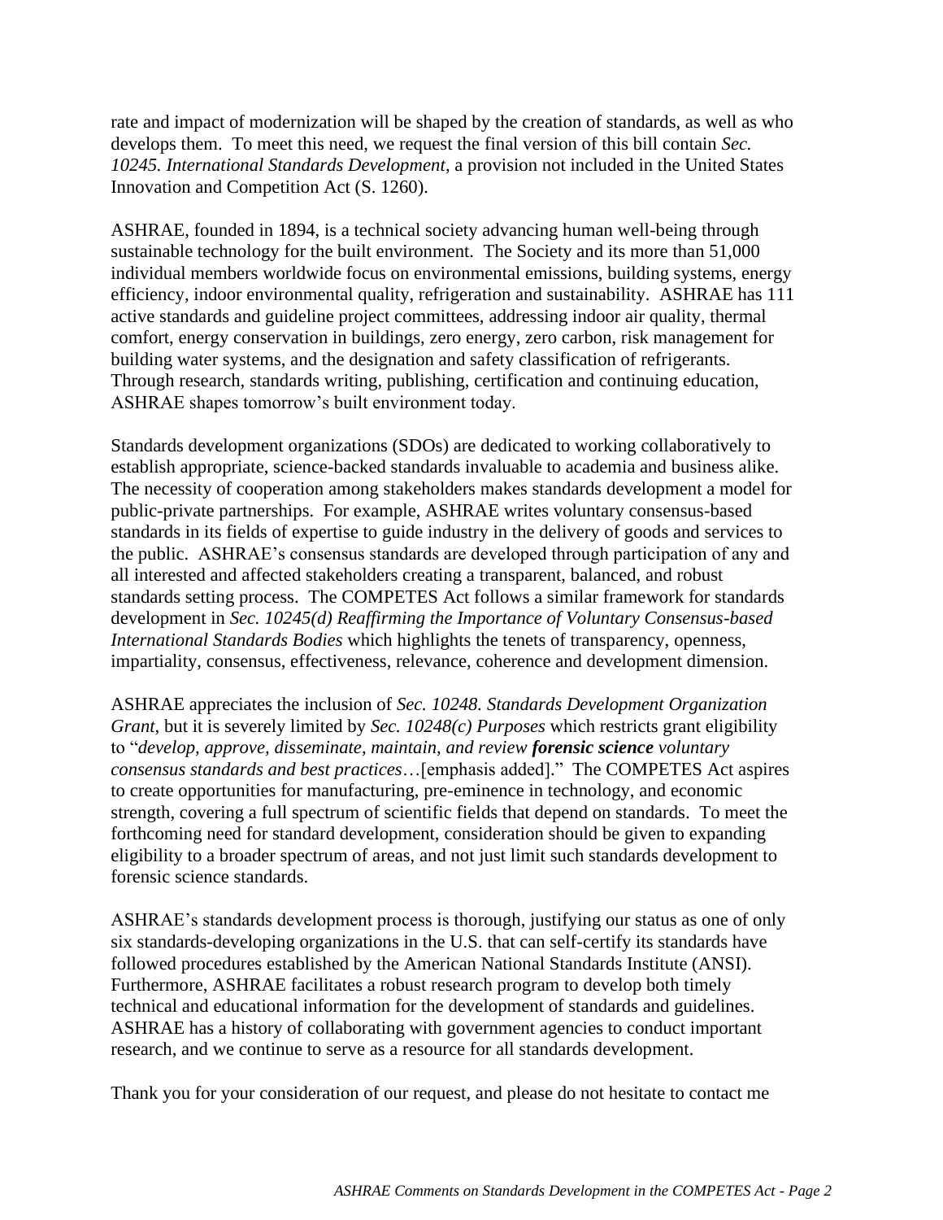rate and impact of modernization will be shaped by the creation of standards, as well as who develops them. To meet this need, we request the final version of this bill contain *Sec. 10245. International Standards Development*, a provision not included in the United States Innovation and Competition Act (S. 1260).

ASHRAE, founded in 1894, is a technical society advancing human well-being through sustainable technology for the built environment. The Society and its more than 51,000 individual members worldwide focus on environmental emissions, building systems, energy efficiency, indoor environmental quality, refrigeration and sustainability. ASHRAE has 111 active standards and guideline project committees, addressing indoor air quality, thermal comfort, energy conservation in buildings, zero energy, zero carbon, risk management for building water systems, and the designation and safety classification of refrigerants. Through research, standards writing, publishing, certification and continuing education, ASHRAE shapes tomorrow's built environment today.

Standards development organizations (SDOs) are dedicated to working collaboratively to establish appropriate, science-backed standards invaluable to academia and business alike. The necessity of cooperation among stakeholders makes standards development a model for public-private partnerships. For example, ASHRAE writes voluntary consensus-based standards in its fields of expertise to guide industry in the delivery of goods and services to the public. ASHRAE's consensus standards are developed through participation of any and all interested and affected stakeholders creating a transparent, balanced, and robust standards setting process. The COMPETES Act follows a similar framework for standards development in *Sec. 10245(d) Reaffirming the Importance of Voluntary Consensus-based International Standards Bodies* which highlights the tenets of transparency, openness, impartiality, consensus, effectiveness, relevance, coherence and development dimension.

ASHRAE appreciates the inclusion of *Sec. 10248. Standards Development Organization Grant*, but it is severely limited by *Sec. 10248(c) Purposes* which restricts grant eligibility to "*develop, approve, disseminate, maintain, and review* ***forensic science*** *voluntary consensus standards and best practices*…[emphasis added]." The COMPETES Act aspires to create opportunities for manufacturing, pre-eminence in technology, and economic strength, covering a full spectrum of scientific fields that depend on standards. To meet the forthcoming need for standard development, consideration should be given to expanding eligibility to a broader spectrum of areas, and not just limit such standards development to forensic science standards.

ASHRAE's standards development process is thorough, justifying our status as one of only six standards-developing organizations in the U.S. that can self-certify its standards have followed procedures established by the American National Standards Institute (ANSI). Furthermore, ASHRAE facilitates a robust research program to develop both timely technical and educational information for the development of standards and guidelines. ASHRAE has a history of collaborating with government agencies to conduct important research, and we continue to serve as a resource for all standards development.

Thank you for your consideration of our request, and please do not hesitate to contact me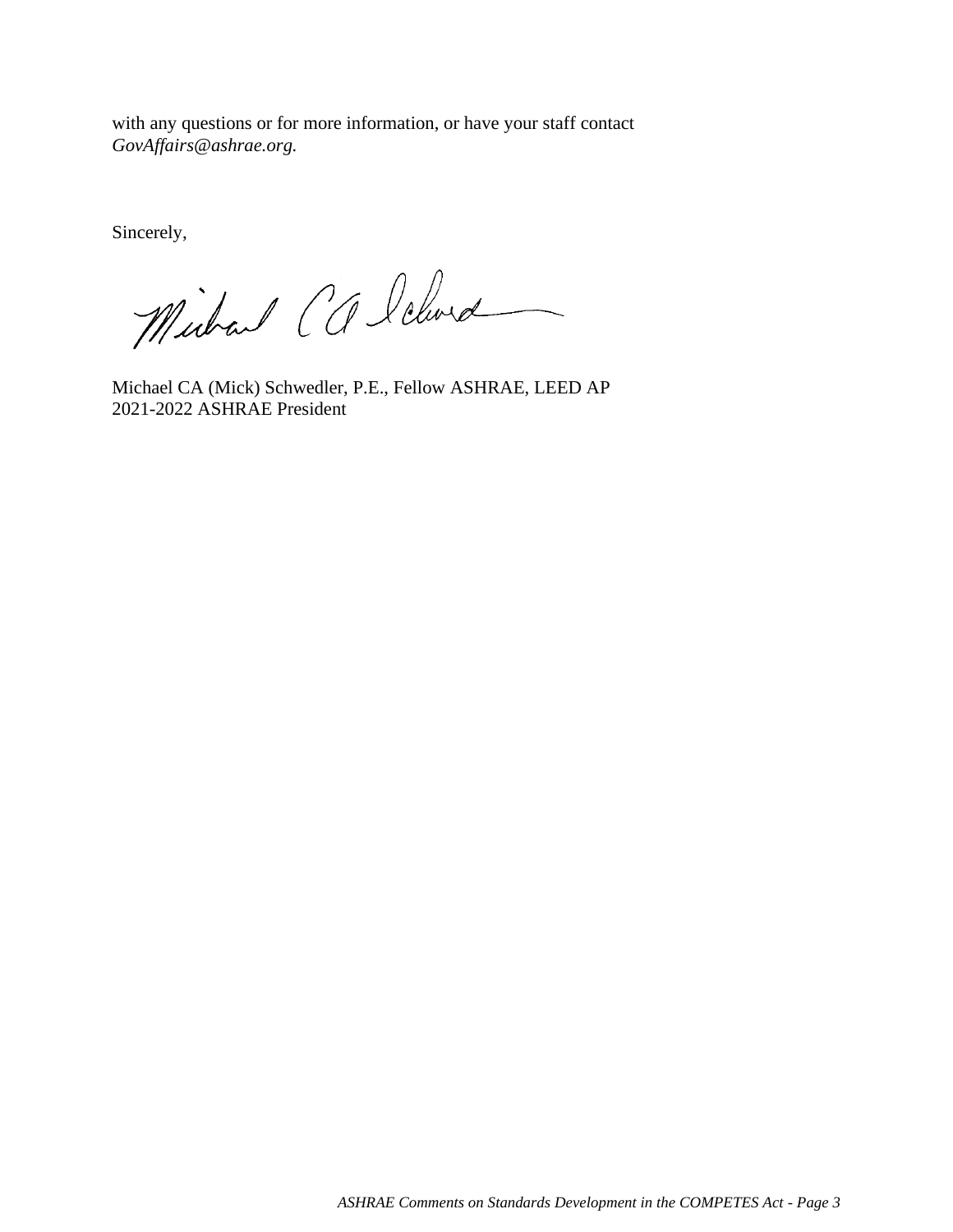with any questions or for more information, or have your staff contact *GovAffairs@ashrae.org.*

Sincerely,

Michael CA (Mick) Schwedler, P.E., Fellow ASHRAE, LEED AP
2021-2022 ASHRAE President